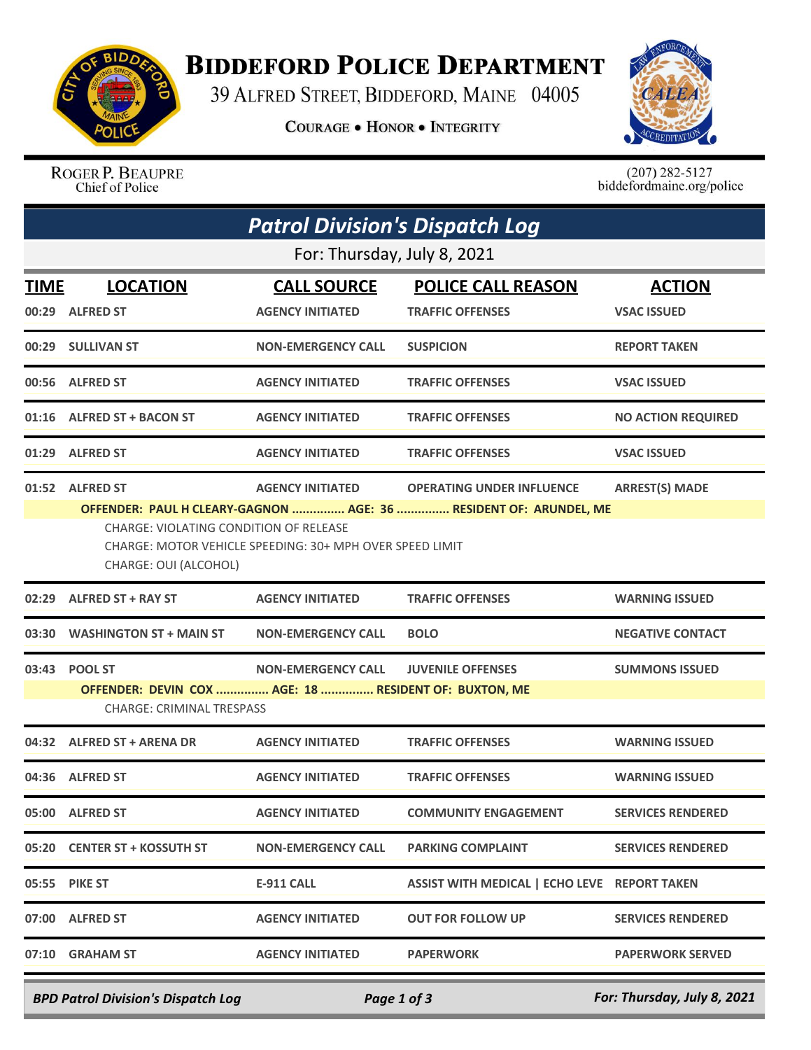# BIDDEFORD POLICE DEPARTMENT

39 ALFRED STREET, BIDDEFORD, MAINE 04005

COURAGE • HONOR • INTEGRITY

ROGER P. BEAUPRE
Chief of Police

(207) 282-5127
biddefordmaine.org/police

## *Patrol Division's Dispatch Log*

For: Thursday, July 8, 2021

| TIME | LOCATION | CALL SOURCE | POLICE CALL REASON | ACTION |
|---|---|---|---|---|
| 00:29 | ALFRED ST | AGENCY INITIATED | TRAFFIC OFFENSES | VSAC ISSUED |
| 00:29 | SULLIVAN ST | NON-EMERGENCY CALL | SUSPICION | REPORT TAKEN |
| 00:56 | ALFRED ST | AGENCY INITIATED | TRAFFIC OFFENSES | VSAC ISSUED |
| 01:16 | ALFRED ST + BACON ST | AGENCY INITIATED | TRAFFIC OFFENSES | NO ACTION REQUIRED |
| 01:29 | ALFRED ST | AGENCY INITIATED | TRAFFIC OFFENSES | VSAC ISSUED |
| 01:52 | ALFRED ST | AGENCY INITIATED | OPERATING UNDER INFLUENCE | ARREST(S) MADE |

**OFFENDER: PAUL H CLEARY-GAGNON ............... AGE: 36 ............... RESIDENT OF: ARUNDEL, ME**

CHARGE: VIOLATING CONDITION OF RELEASE
CHARGE: MOTOR VEHICLE SPEEDING: 30+ MPH OVER SPEED LIMIT
CHARGE: OUI (ALCOHOL)

| TIME | LOCATION | CALL SOURCE | POLICE CALL REASON | ACTION |
|---|---|---|---|---|
| 02:29 | ALFRED ST + RAY ST | AGENCY INITIATED | TRAFFIC OFFENSES | WARNING ISSUED |
| 03:30 | WASHINGTON ST + MAIN ST | NON-EMERGENCY CALL | BOLO | NEGATIVE CONTACT |
| 03:43 | POOL ST | NON-EMERGENCY CALL | JUVENILE OFFENSES | SUMMONS ISSUED |

**OFFENDER: DEVIN COX ............... AGE: 18 ............... RESIDENT OF: BUXTON, ME**

CHARGE: CRIMINAL TRESPASS

| TIME | LOCATION | CALL SOURCE | POLICE CALL REASON | ACTION |
|---|---|---|---|---|
| 04:32 | ALFRED ST + ARENA DR | AGENCY INITIATED | TRAFFIC OFFENSES | WARNING ISSUED |
| 04:36 | ALFRED ST | AGENCY INITIATED | TRAFFIC OFFENSES | WARNING ISSUED |
| 05:00 | ALFRED ST | AGENCY INITIATED | COMMUNITY ENGAGEMENT | SERVICES RENDERED |
| 05:20 | CENTER ST + KOSSUTH ST | NON-EMERGENCY CALL | PARKING COMPLAINT | SERVICES RENDERED |
| 05:55 | PIKE ST | E-911 CALL | ASSIST WITH MEDICAL \| ECHO LEVE | REPORT TAKEN |
| 07:00 | ALFRED ST | AGENCY INITIATED | OUT FOR FOLLOW UP | SERVICES RENDERED |
| 07:10 | GRAHAM ST | AGENCY INITIATED | PAPERWORK | PAPERWORK SERVED |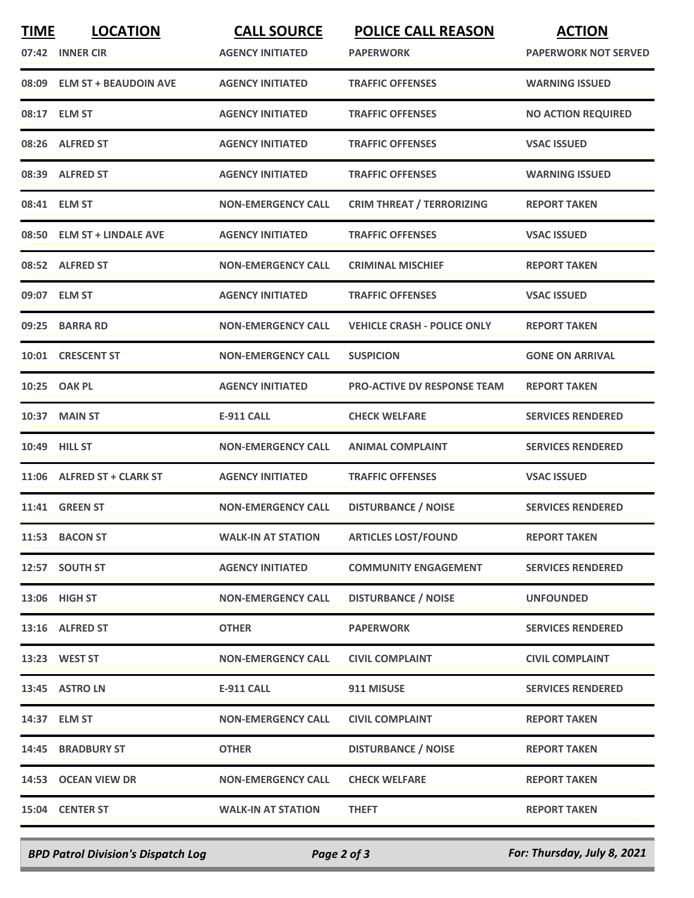| TIME | LOCATION | CALL SOURCE | POLICE CALL REASON | ACTION |
|---|---|---|---|---|
| 07:42 | INNER CIR | AGENCY INITIATED | PAPERWORK | PAPERWORK NOT SERVED |
| 08:09 | ELM ST + BEAUDOIN AVE | AGENCY INITIATED | TRAFFIC OFFENSES | WARNING ISSUED |
| 08:17 | ELM ST | AGENCY INITIATED | TRAFFIC OFFENSES | NO ACTION REQUIRED |
| 08:26 | ALFRED ST | AGENCY INITIATED | TRAFFIC OFFENSES | VSAC ISSUED |
| 08:39 | ALFRED ST | AGENCY INITIATED | TRAFFIC OFFENSES | WARNING ISSUED |
| 08:41 | ELM ST | NON-EMERGENCY CALL | CRIM THREAT / TERRORIZING | REPORT TAKEN |
| 08:50 | ELM ST + LINDALE AVE | AGENCY INITIATED | TRAFFIC OFFENSES | VSAC ISSUED |
| 08:52 | ALFRED ST | NON-EMERGENCY CALL | CRIMINAL MISCHIEF | REPORT TAKEN |
| 09:07 | ELM ST | AGENCY INITIATED | TRAFFIC OFFENSES | VSAC ISSUED |
| 09:25 | BARRA RD | NON-EMERGENCY CALL | VEHICLE CRASH - POLICE ONLY | REPORT TAKEN |
| 10:01 | CRESCENT ST | NON-EMERGENCY CALL | SUSPICION | GONE ON ARRIVAL |
| 10:25 | OAK PL | AGENCY INITIATED | PRO-ACTIVE DV RESPONSE TEAM | REPORT TAKEN |
| 10:37 | MAIN ST | E-911 CALL | CHECK WELFARE | SERVICES RENDERED |
| 10:49 | HILL ST | NON-EMERGENCY CALL | ANIMAL COMPLAINT | SERVICES RENDERED |
| 11:06 | ALFRED ST + CLARK ST | AGENCY INITIATED | TRAFFIC OFFENSES | VSAC ISSUED |
| 11:41 | GREEN ST | NON-EMERGENCY CALL | DISTURBANCE / NOISE | SERVICES RENDERED |
| 11:53 | BACON ST | WALK-IN AT STATION | ARTICLES LOST/FOUND | REPORT TAKEN |
| 12:57 | SOUTH ST | AGENCY INITIATED | COMMUNITY ENGAGEMENT | SERVICES RENDERED |
| 13:06 | HIGH ST | NON-EMERGENCY CALL | DISTURBANCE / NOISE | UNFOUNDED |
| 13:16 | ALFRED ST | OTHER | PAPERWORK | SERVICES RENDERED |
| 13:23 | WEST ST | NON-EMERGENCY CALL | CIVIL COMPLAINT | CIVIL COMPLAINT |
| 13:45 | ASTRO LN | E-911 CALL | 911 MISUSE | SERVICES RENDERED |
| 14:37 | ELM ST | NON-EMERGENCY CALL | CIVIL COMPLAINT | REPORT TAKEN |
| 14:45 | BRADBURY ST | OTHER | DISTURBANCE / NOISE | REPORT TAKEN |
| 14:53 | OCEAN VIEW DR | NON-EMERGENCY CALL | CHECK WELFARE | REPORT TAKEN |
| 15:04 | CENTER ST | WALK-IN AT STATION | THEFT | REPORT TAKEN |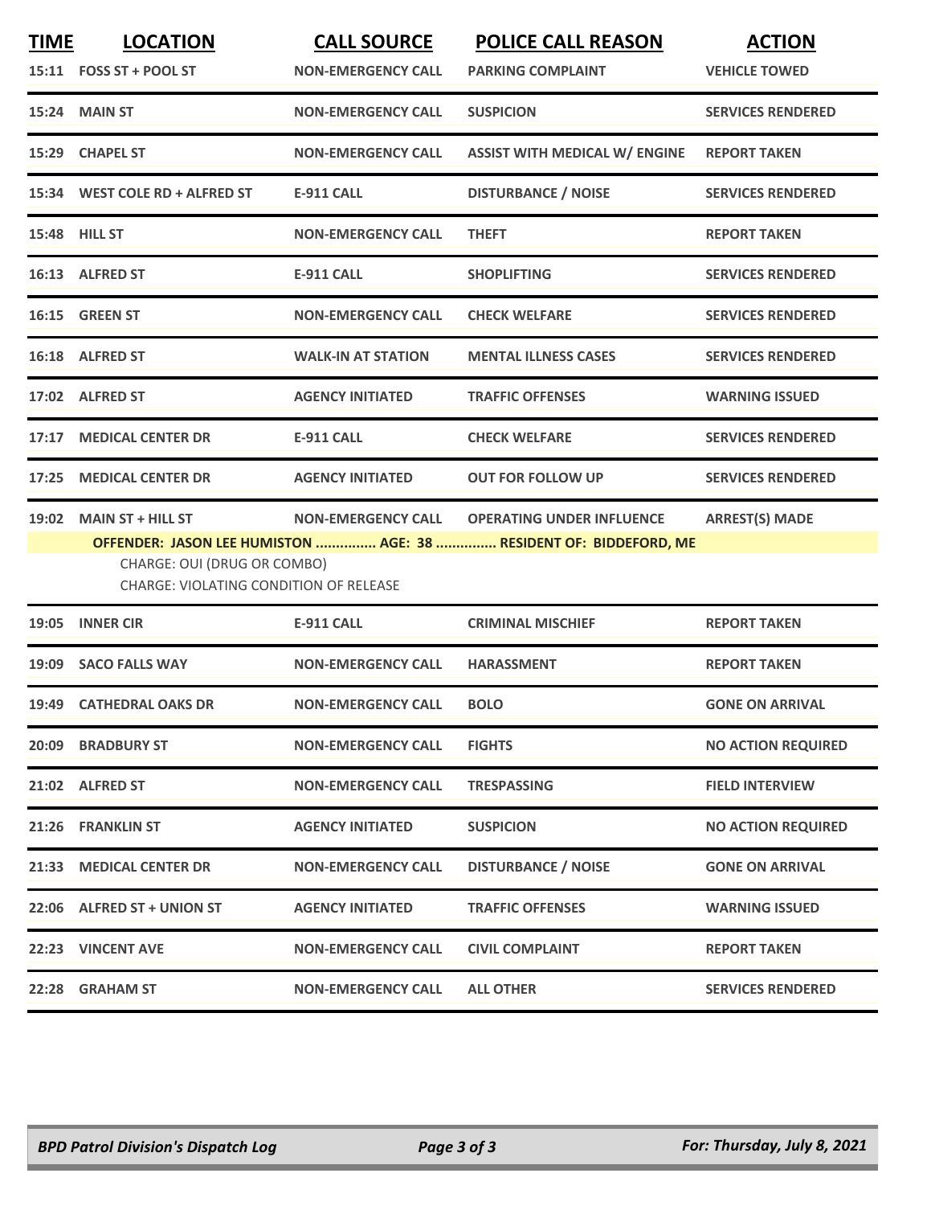| TIME | LOCATION | CALL SOURCE | POLICE CALL REASON | ACTION |
|---|---|---|---|---|
| 15:11 | FOSS ST + POOL ST | NON-EMERGENCY CALL | PARKING COMPLAINT | VEHICLE TOWED |
| 15:24 | MAIN ST | NON-EMERGENCY CALL | SUSPICION | SERVICES RENDERED |
| 15:29 | CHAPEL ST | NON-EMERGENCY CALL | ASSIST WITH MEDICAL W/ ENGINE | REPORT TAKEN |
| 15:34 | WEST COLE RD + ALFRED ST | E-911 CALL | DISTURBANCE / NOISE | SERVICES RENDERED |
| 15:48 | HILL ST | NON-EMERGENCY CALL | THEFT | REPORT TAKEN |
| 16:13 | ALFRED ST | E-911 CALL | SHOPLIFTING | SERVICES RENDERED |
| 16:15 | GREEN ST | NON-EMERGENCY CALL | CHECK WELFARE | SERVICES RENDERED |
| 16:18 | ALFRED ST | WALK-IN AT STATION | MENTAL ILLNESS CASES | SERVICES RENDERED |
| 17:02 | ALFRED ST | AGENCY INITIATED | TRAFFIC OFFENSES | WARNING ISSUED |
| 17:17 | MEDICAL CENTER DR | E-911 CALL | CHECK WELFARE | SERVICES RENDERED |
| 17:25 | MEDICAL CENTER DR | AGENCY INITIATED | OUT FOR FOLLOW UP | SERVICES RENDERED |
| 19:02 | MAIN ST + HILL ST | NON-EMERGENCY CALL | OPERATING UNDER INFLUENCE | ARREST(S) MADE |
| | OFFENDER: JASON LEE HUMISTON ............... AGE: 38 ............... RESIDENT OF: BIDDEFORD, ME<br>CHARGE: OUI (DRUG OR COMBO)<br>CHARGE: VIOLATING CONDITION OF RELEASE | | | |
| 19:05 | INNER CIR | E-911 CALL | CRIMINAL MISCHIEF | REPORT TAKEN |
| 19:09 | SACO FALLS WAY | NON-EMERGENCY CALL | HARASSMENT | REPORT TAKEN |
| 19:49 | CATHEDRAL OAKS DR | NON-EMERGENCY CALL | BOLO | GONE ON ARRIVAL |
| 20:09 | BRADBURY ST | NON-EMERGENCY CALL | FIGHTS | NO ACTION REQUIRED |
| 21:02 | ALFRED ST | NON-EMERGENCY CALL | TRESPASSING | FIELD INTERVIEW |
| 21:26 | FRANKLIN ST | AGENCY INITIATED | SUSPICION | NO ACTION REQUIRED |
| 21:33 | MEDICAL CENTER DR | NON-EMERGENCY CALL | DISTURBANCE / NOISE | GONE ON ARRIVAL |
| 22:06 | ALFRED ST + UNION ST | AGENCY INITIATED | TRAFFIC OFFENSES | WARNING ISSUED |
| 22:23 | VINCENT AVE | NON-EMERGENCY CALL | CIVIL COMPLAINT | REPORT TAKEN |
| 22:28 | GRAHAM ST | NON-EMERGENCY CALL | ALL OTHER | SERVICES RENDERED |